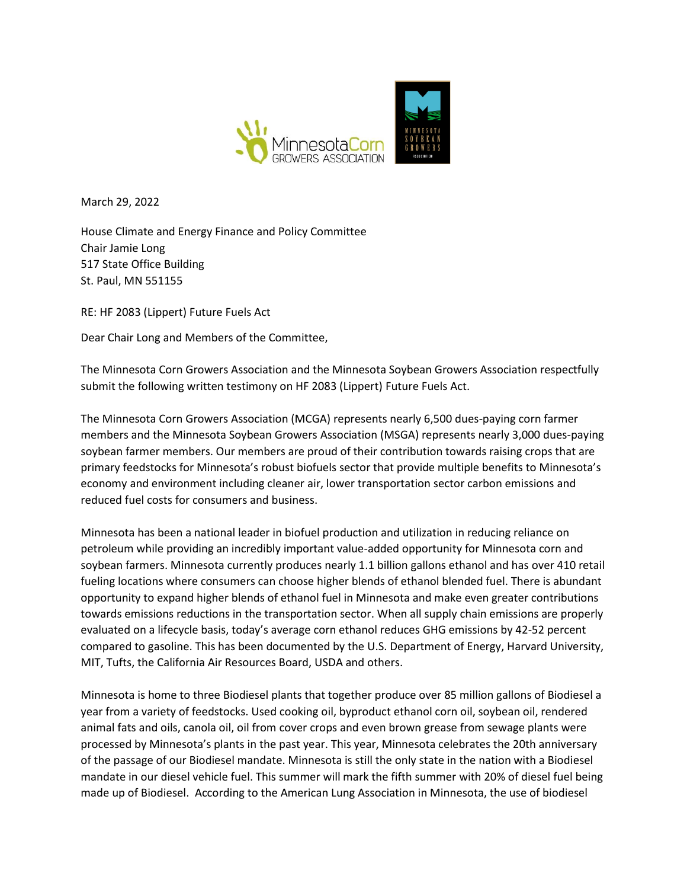March 29, 2022

House Climate and Energy Finance and Policy Committee
Chair Jamie Long
517 State Office Building
St. Paul, MN 551155

RE: HF 2083 (Lippert) Future Fuels Act

Dear Chair Long and Members of the Committee,

The Minnesota Corn Growers Association and the Minnesota Soybean Growers Association respectfully submit the following written testimony on HF 2083 (Lippert) Future Fuels Act.

The Minnesota Corn Growers Association (MCGA) represents nearly 6,500 dues-paying corn farmer members and the Minnesota Soybean Growers Association (MSGA) represents nearly 3,000 dues-paying soybean farmer members. Our members are proud of their contribution towards raising crops that are primary feedstocks for Minnesota's robust biofuels sector that provide multiple benefits to Minnesota's economy and environment including cleaner air, lower transportation sector carbon emissions and reduced fuel costs for consumers and business.

Minnesota has been a national leader in biofuel production and utilization in reducing reliance on petroleum while providing an incredibly important value-added opportunity for Minnesota corn and soybean farmers. Minnesota currently produces nearly 1.1 billion gallons ethanol and has over 410 retail fueling locations where consumers can choose higher blends of ethanol blended fuel. There is abundant opportunity to expand higher blends of ethanol fuel in Minnesota and make even greater contributions towards emissions reductions in the transportation sector. When all supply chain emissions are properly evaluated on a lifecycle basis, today's average corn ethanol reduces GHG emissions by 42-52 percent compared to gasoline. This has been documented by the U.S. Department of Energy, Harvard University, MIT, Tufts, the California Air Resources Board, USDA and others.

Minnesota is home to three Biodiesel plants that together produce over 85 million gallons of Biodiesel a year from a variety of feedstocks. Used cooking oil, byproduct ethanol corn oil, soybean oil, rendered animal fats and oils, canola oil, oil from cover crops and even brown grease from sewage plants were processed by Minnesota's plants in the past year. This year, Minnesota celebrates the 20th anniversary of the passage of our Biodiesel mandate. Minnesota is still the only state in the nation with a Biodiesel mandate in our diesel vehicle fuel. This summer will mark the fifth summer with 20% of diesel fuel being made up of Biodiesel. According to the American Lung Association in Minnesota, the use of biodiesel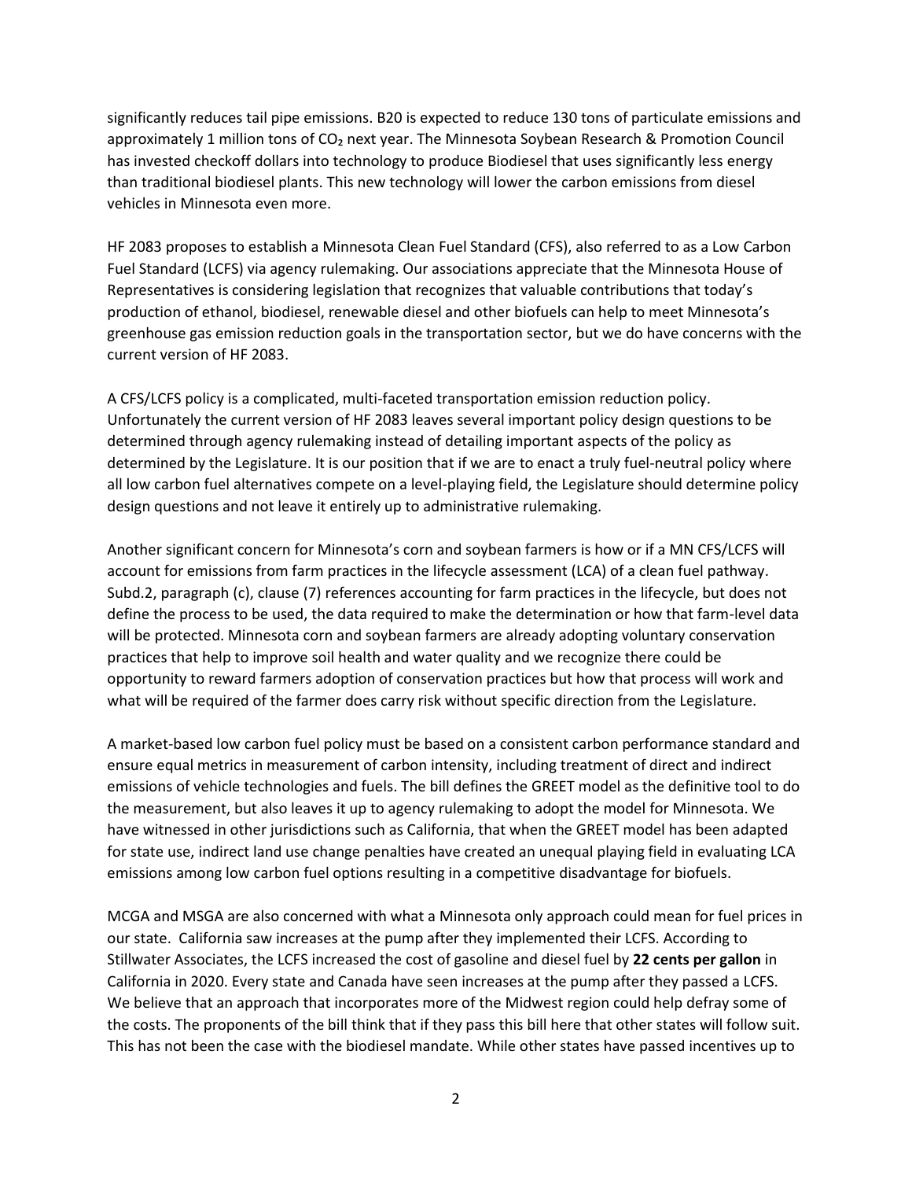significantly reduces tail pipe emissions. B20 is expected to reduce 130 tons of particulate emissions and approximately 1 million tons of $CO_2$ next year. The Minnesota Soybean Research & Promotion Council has invested checkoff dollars into technology to produce Biodiesel that uses significantly less energy than traditional biodiesel plants. This new technology will lower the carbon emissions from diesel vehicles in Minnesota even more.

HF 2083 proposes to establish a Minnesota Clean Fuel Standard (CFS), also referred to as a Low Carbon Fuel Standard (LCFS) via agency rulemaking. Our associations appreciate that the Minnesota House of Representatives is considering legislation that recognizes that valuable contributions that today's production of ethanol, biodiesel, renewable diesel and other biofuels can help to meet Minnesota's greenhouse gas emission reduction goals in the transportation sector, but we do have concerns with the current version of HF 2083.

A CFS/LCFS policy is a complicated, multi-faceted transportation emission reduction policy. Unfortunately the current version of HF 2083 leaves several important policy design questions to be determined through agency rulemaking instead of detailing important aspects of the policy as determined by the Legislature. It is our position that if we are to enact a truly fuel-neutral policy where all low carbon fuel alternatives compete on a level-playing field, the Legislature should determine policy design questions and not leave it entirely up to administrative rulemaking.

Another significant concern for Minnesota's corn and soybean farmers is how or if a MN CFS/LCFS will account for emissions from farm practices in the lifecycle assessment (LCA) of a clean fuel pathway. Subd.2, paragraph (c), clause (7) references accounting for farm practices in the lifecycle, but does not define the process to be used, the data required to make the determination or how that farm-level data will be protected. Minnesota corn and soybean farmers are already adopting voluntary conservation practices that help to improve soil health and water quality and we recognize there could be opportunity to reward farmers adoption of conservation practices but how that process will work and what will be required of the farmer does carry risk without specific direction from the Legislature.

A market-based low carbon fuel policy must be based on a consistent carbon performance standard and ensure equal metrics in measurement of carbon intensity, including treatment of direct and indirect emissions of vehicle technologies and fuels. The bill defines the GREET model as the definitive tool to do the measurement, but also leaves it up to agency rulemaking to adopt the model for Minnesota. We have witnessed in other jurisdictions such as California, that when the GREET model has been adapted for state use, indirect land use change penalties have created an unequal playing field in evaluating LCA emissions among low carbon fuel options resulting in a competitive disadvantage for biofuels.

MCGA and MSGA are also concerned with what a Minnesota only approach could mean for fuel prices in our state. California saw increases at the pump after they implemented their LCFS. According to Stillwater Associates, the LCFS increased the cost of gasoline and diesel fuel by **22 cents per gallon** in California in 2020. Every state and Canada have seen increases at the pump after they passed a LCFS. We believe that an approach that incorporates more of the Midwest region could help defray some of the costs. The proponents of the bill think that if they pass this bill here that other states will follow suit. This has not been the case with the biodiesel mandate. While other states have passed incentives up to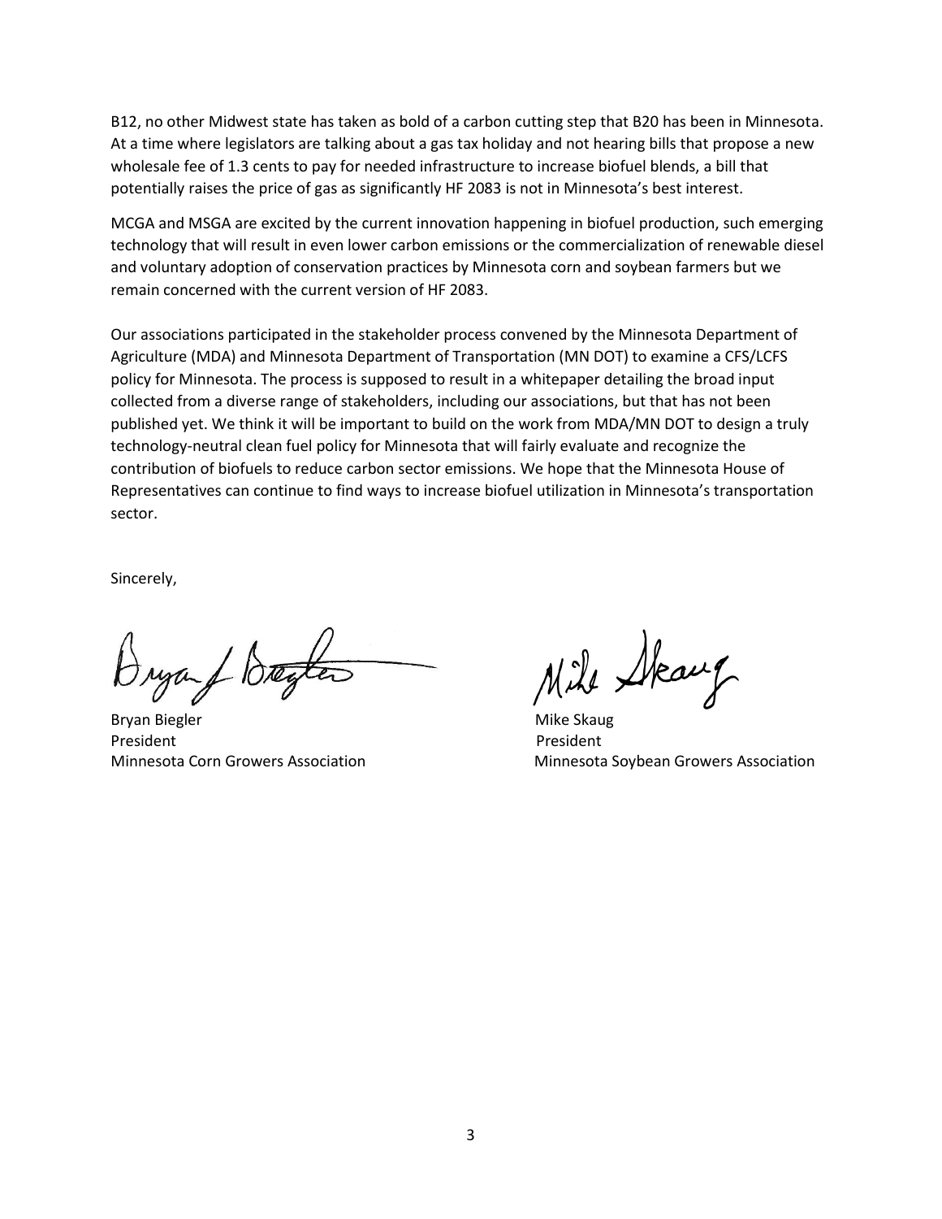B12, no other Midwest state has taken as bold of a carbon cutting step that B20 has been in Minnesota. At a time where legislators are talking about a gas tax holiday and not hearing bills that propose a new wholesale fee of 1.3 cents to pay for needed infrastructure to increase biofuel blends, a bill that potentially raises the price of gas as significantly HF 2083 is not in Minnesota's best interest.

MCGA and MSGA are excited by the current innovation happening in biofuel production, such emerging technology that will result in even lower carbon emissions or the commercialization of renewable diesel and voluntary adoption of conservation practices by Minnesota corn and soybean farmers but we remain concerned with the current version of HF 2083.

Our associations participated in the stakeholder process convened by the Minnesota Department of Agriculture (MDA) and Minnesota Department of Transportation (MN DOT) to examine a CFS/LCFS policy for Minnesota. The process is supposed to result in a whitepaper detailing the broad input collected from a diverse range of stakeholders, including our associations, but that has not been published yet. We think it will be important to build on the work from MDA/MN DOT to design a truly technology-neutral clean fuel policy for Minnesota that will fairly evaluate and recognize the contribution of biofuels to reduce carbon sector emissions. We hope that the Minnesota House of Representatives can continue to find ways to increase biofuel utilization in Minnesota's transportation sector.

Sincerely,

Bryan Biegler
President
Minnesota Corn Growers Association

Mike Skaug
President
Minnesota Soybean Growers Association